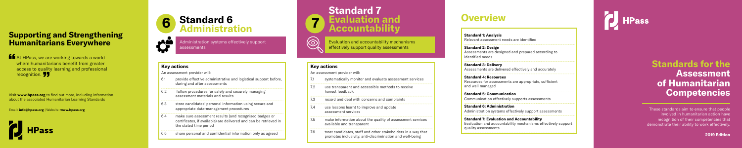## Supporting and Strengthening Humanitarians Everywhere

"At HPass, we are working towards a world where humanitarians benefit from greater access to quality learning and professional recognition."

Visit **www.hpass.org** to find out more, including information about the associated Humanitarian Learning Standards

Email: **info@hpass.org** | Website: **www.hpass.org**

HPass

# 6 Standard 6 Administration

Administration systems effectively support assessments

### Key actions

An assessment provider will:

| | |
|---|---|
| 6.1 | provide effective administrative and logistical support before, during and after assessments |
| 6.2 | follow procedures for safely and securely managing assessment materials and results |
| 6.3 | store candidates' personal information using secure and appropriate data-management procedures |
| 6.4 | make sure assessment results (and recognised badges or certificates, if available) are delivered and can be retrieved in the stated time period |
| 6.5 | share personal and confidential information only as agreed |

# 7 Standard 7 Evaluation and Accountability

Evaluation and accountability mechanisms effectively support quality assessments

### Key actions

An assessment provider will:

| | |
|---|---|
| 7.1 | systematically monitor and evaluate assessment services |
| 7.2 | use transparent and accessible methods to receive honest feedback |
| 7.3 | record and deal with concerns and complaints |
| 7.4 | use lessons learnt to improve and update assessment services |
| 7.5 | make information about the quality of assessment services available and transparent |
| 7.6 | treat candidates, staff and other stakeholders in a way that promotes inclusivity, anti-discrimination and well-being |

# Overview

**Standard 1: Analysis**
Relevant assessment needs are identified

**Standard 2: Design**
Assessments are designed and prepared according to identified needs

**Standard 3: Delivery**
Assessments are delivered effectively and accurately

**Standard 4: Resources**
Resources for assessments are appropriate, sufficient and well managed

**Standard 5: Communication**
Communication effectively supports assessments

**Standard 6: Administration**
Administration systems effectively support assessments

**Standard 7: Evaluation and Accountability**
Evaluation and accountability mechanisms effectively support quality assessments

HPass

# Standards for the Assessment of Humanitarian Competencies

These standards aim to ensure that people involved in humanitarian action have recognition of their competencies that demonstrate their ability to work effectively.

**2019 Edition**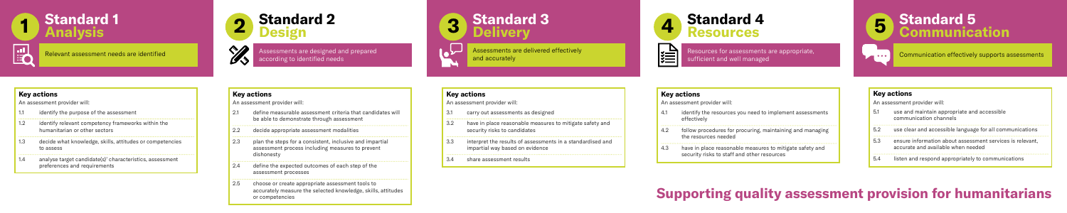# Standard 1 Analysis

Relevant assessment needs are identified

**Key actions**

An assessment provider will:

| | |
|---|---|
| 1.1 | identify the purpose of the assessment |
| 1.2 | identify relevant competency frameworks within the humanitarian or other sectors |
| 1.3 | decide what knowledge, skills, attitudes or competencies to assess |
| 1.4 | analyse target candidate(s)' characteristics, assessment preferences and requirements |

# Standard 2 Design

Assessments are designed and prepared according to identified needs

**Key actions**

An assessment provider will:

| | |
|---|---|
| 2.1 | define measurable assessment criteria that candidates will be able to demonstrate through assessment |
| 2.2 | decide appropriate assessment modalities |
| 2.3 | plan the steps for a consistent, inclusive and impartial assessment process including measures to prevent dishonesty |
| 2.4 | define the expected outcomes of each step of the assessment processes |
| 2.5 | choose or create appropriate assessment tools to accurately measure the selected knowledge, skills, attitudes or competencies |

# Standard 3 Delivery

Assessments are delivered effectively and accurately

**Key actions**

An assessment provider will:

| | |
|---|---|
| 3.1 | carry out assessments as designed |
| 3.2 | have in place reasonable measures to mitigate safety and security risks to candidates |
| 3.3 | interpret the results of assessments in a standardised and impartial way based on evidence |
| 3.4 | share assessment results |

# Standard 4 Resources

Resources for assessments are appropriate, sufficient and well managed

**Key actions**

An assessment provider will:

| | |
|---|---|
| 4.1 | identify the resources you need to implement assessments effectively |
| 4.2 | follow procedures for procuring, maintaining and managing the resources needed |
| 4.3 | have in place reasonable measures to mitigate safety and security risks to staff and other resources |

# Standard 5 Communication

Communication effectively supports assessments

**Key actions**

An assessment provider will:

| | |
|---|---|
| 5.1 | use and maintain appropriate and accessible communication channels |
| 5.2 | use clear and accessible language for all communications |
| 5.3 | ensure information about assessment services is relevant, accurate and available when needed |
| 5.4 | listen and respond appropriately to communications |

## Supporting quality assessment provision for humanitarians